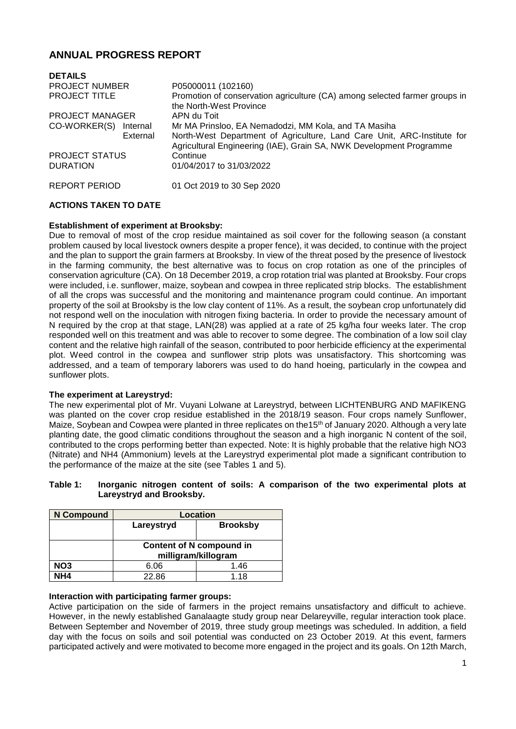# ANNUAL PROGRESS REPORT

**DETAILS**

| | |
|---|---|
| PROJECT NUMBER | P05000011 (102160) |
| PROJECT TITLE | Promotion of conservation agriculture (CA) among selected farmer groups in the North-West Province |
| PROJECT MANAGER | APN du Toit |
| CO-WORKER(S) Internal | Mr MA Prinsloo, EA Nemadodzi, MM Kola, and TA Masiha |
| External | North-West Department of Agriculture, Land Care Unit, ARC-Institute for Agricultural Engineering (IAE), Grain SA, NWK Development Programme |
| PROJECT STATUS | Continue |
| DURATION | 01/04/2017 to 31/03/2022 |
| REPORT PERIOD | 01 Oct 2019 to 30 Sep 2020 |

**ACTIONS TAKEN TO DATE**

**Establishment of experiment at Brooksby:**

Due to removal of most of the crop residue maintained as soil cover for the following season (a constant problem caused by local livestock owners despite a proper fence), it was decided, to continue with the project and the plan to support the grain farmers at Brooksby. In view of the threat posed by the presence of livestock in the farming community, the best alternative was to focus on crop rotation as one of the principles of conservation agriculture (CA). On 18 December 2019, a crop rotation trial was planted at Brooksby. Four crops were included, i.e. sunflower, maize, soybean and cowpea in three replicated strip blocks. The establishment of all the crops was successful and the monitoring and maintenance program could continue. An important property of the soil at Brooksby is the low clay content of 11%. As a result, the soybean crop unfortunately did not respond well on the inoculation with nitrogen fixing bacteria. In order to provide the necessary amount of N required by the crop at that stage, LAN(28) was applied at a rate of 25 kg/ha four weeks later. The crop responded well on this treatment and was able to recover to some degree. The combination of a low soil clay content and the relative high rainfall of the season, contributed to poor herbicide efficiency at the experimental plot. Weed control in the cowpea and sunflower strip plots was unsatisfactory. This shortcoming was addressed, and a team of temporary laborers was used to do hand hoeing, particularly in the cowpea and sunflower plots.

**The experiment at Lareystryd:**

The new experimental plot of Mr. Vuyani Lolwane at Lareystryd, between LICHTENBURG AND MAFIKENG was planted on the cover crop residue established in the 2018/19 season. Four crops namely Sunflower, Maize, Soybean and Cowpea were planted in three replicates on the15th of January 2020. Although a very late planting date, the good climatic conditions throughout the season and a high inorganic N content of the soil, contributed to the crops performing better than expected. Note: It is highly probable that the relative high NO3 (Nitrate) and NH4 (Ammonium) levels at the Lareystryd experimental plot made a significant contribution to the performance of the maize at the site (see Tables 1 and 5).

**Table 1: Inorganic nitrogen content of soils: A comparison of the two experimental plots at Lareystryd and Brooksby.**

| N Compound | Location | |
|---|---|---|
| | Lareystryd | Brooksby |
| | Content of N compound in milligram/killogram | |
| $NO_3$ | 6.06 | 1.46 |
| $NH_4$ | 22.86 | 1.18 |

**Interaction with participating farmer groups:**

Active participation on the side of farmers in the project remains unsatisfactory and difficult to achieve. However, in the newly established Ganalaagte study group near Delareyville, regular interaction took place. Between September and November of 2019, three study group meetings was scheduled. In addition, a field day with the focus on soils and soil potential was conducted on 23 October 2019. At this event, farmers participated actively and were motivated to become more engaged in the project and its goals. On 12th March,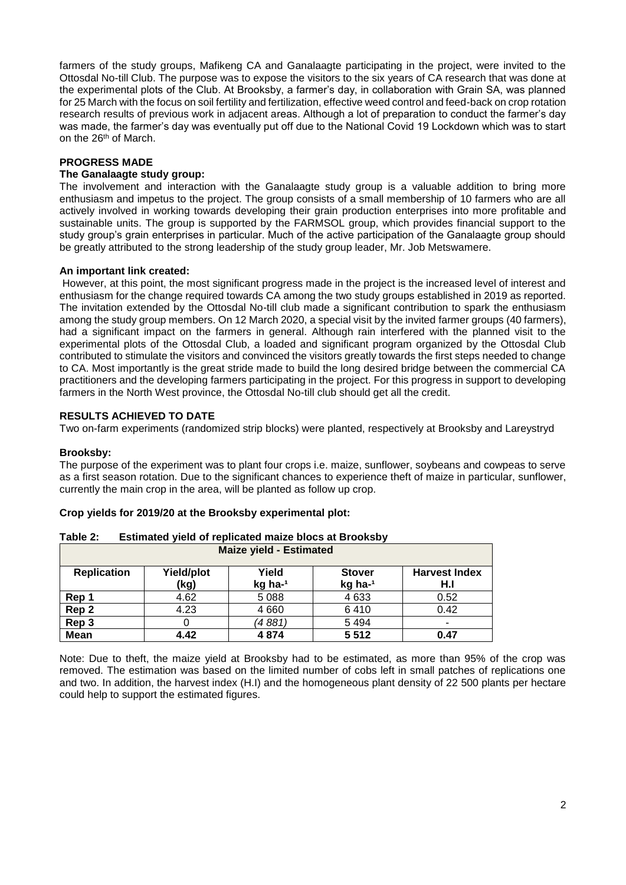farmers of the study groups, Mafikeng CA and Ganalaagte participating in the project, were invited to the Ottosdal No-till Club. The purpose was to expose the visitors to the six years of CA research that was done at the experimental plots of the Club. At Brooksby, a farmer's day, in collaboration with Grain SA, was planned for 25 March with the focus on soil fertility and fertilization, effective weed control and feed-back on crop rotation research results of previous work in adjacent areas. Although a lot of preparation to conduct the farmer's day was made, the farmer's day was eventually put off due to the National Covid 19 Lockdown which was to start on the 26th of March.

## PROGRESS MADE

### The Ganalaagte study group:

The involvement and interaction with the Ganalaagte study group is a valuable addition to bring more enthusiasm and impetus to the project. The group consists of a small membership of 10 farmers who are all actively involved in working towards developing their grain production enterprises into more profitable and sustainable units. The group is supported by the FARMSOL group, which provides financial support to the study group's grain enterprises in particular. Much of the active participation of the Ganalaagte group should be greatly attributed to the strong leadership of the study group leader, Mr. Job Metswamere.

### An important link created:

However, at this point, the most significant progress made in the project is the increased level of interest and enthusiasm for the change required towards CA among the two study groups established in 2019 as reported. The invitation extended by the Ottosdal No-till club made a significant contribution to spark the enthusiasm among the study group members. On 12 March 2020, a special visit by the invited farmer groups (40 farmers), had a significant impact on the farmers in general. Although rain interfered with the planned visit to the experimental plots of the Ottosdal Club, a loaded and significant program organized by the Ottosdal Club contributed to stimulate the visitors and convinced the visitors greatly towards the first steps needed to change to CA. Most importantly is the great stride made to build the long desired bridge between the commercial CA practitioners and the developing farmers participating in the project. For this progress in support to developing farmers in the North West province, the Ottosdal No-till club should get all the credit.

## RESULTS ACHIEVED TO DATE

Two on-farm experiments (randomized strip blocks) were planted, respectively at Brooksby and Lareystryd

### Brooksby:

The purpose of the experiment was to plant four crops i.e. maize, sunflower, soybeans and cowpeas to serve as a first season rotation. Due to the significant chances to experience theft of maize in particular, sunflower, currently the main crop in the area, will be planted as follow up crop.

### Crop yields for 2019/20 at the Brooksby experimental plot:

**Table 2: Estimated yield of replicated maize blocs at Brooksby**

| Maize yield - Estimated | | | | |
|---|---|---|---|---|
| **Replication** | **Yield/plot (kg)** | **Yield kg ha$^{-1}$** | **Stover kg ha$^{-1}$** | **Harvest Index H.I** |
| **Rep 1** | 4.62 | 5 088 | 4 633 | 0.52 |
| **Rep 2** | 4.23 | 4 660 | 6 410 | 0.42 |
| **Rep 3** | 0 | *(4 881)* | 5 494 | - |
| **Mean** | **4.42** | **4 874** | **5 512** | **0.47** |

Note: Due to theft, the maize yield at Brooksby had to be estimated, as more than 95% of the crop was removed. The estimation was based on the limited number of cobs left in small patches of replications one and two. In addition, the harvest index (H.I) and the homogeneous plant density of 22 500 plants per hectare could help to support the estimated figures.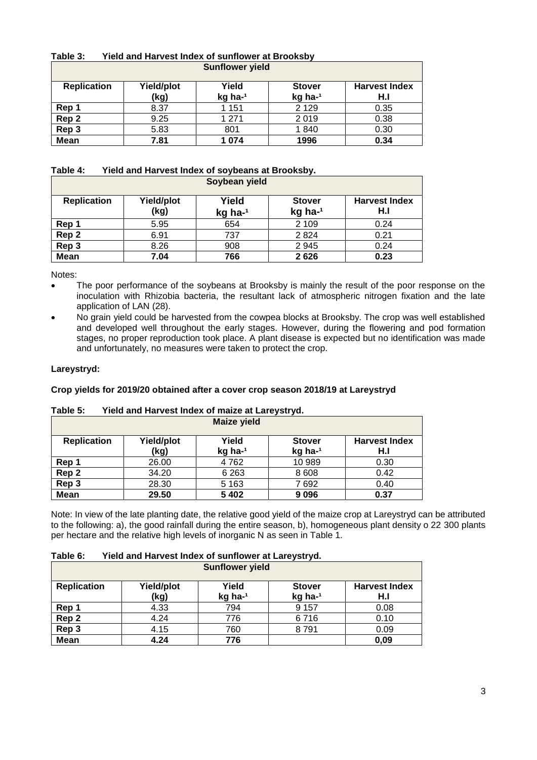**Table 3: Yield and Harvest Index of sunflower at Brooksby**

| Sunflower yield | | | | |
|---|---|---|---|---|
| **Replication** | **Yield/plot (kg)** | **Yield kg ha-¹** | **Stover kg ha-¹** | **Harvest Index H.I** |
| **Rep 1** | 8.37 | 1 151 | 2 129 | 0.35 |
| **Rep 2** | 9.25 | 1 271 | 2 019 | 0.38 |
| **Rep 3** | 5.83 | 801 | 1 840 | 0.30 |
| **Mean** | **7.81** | **1 074** | **1996** | **0.34** |

**Table 4: Yield and Harvest Index of soybeans at Brooksby.**

| Soybean yield | | | | |
|---|---|---|---|---|
| **Replication** | **Yield/plot (kg)** | **Yield kg ha-¹** | **Stover kg ha-¹** | **Harvest Index H.I** |
| **Rep 1** | 5.95 | 654 | 2 109 | 0.24 |
| **Rep 2** | 6.91 | 737 | 2 824 | 0.21 |
| **Rep 3** | 8.26 | 908 | 2 945 | 0.24 |
| **Mean** | **7.04** | **766** | **2 626** | **0.23** |

Notes:

- The poor performance of the soybeans at Brooksby is mainly the result of the poor response on the inoculation with Rhizobia bacteria, the resultant lack of atmospheric nitrogen fixation and the late application of LAN (28).
- No grain yield could be harvested from the cowpea blocks at Brooksby. The crop was well established and developed well throughout the early stages. However, during the flowering and pod formation stages, no proper reproduction took place. A plant disease is expected but no identification was made and unfortunately, no measures were taken to protect the crop.

**Lareystryd:**

**Crop yields for 2019/20 obtained after a cover crop season 2018/19 at Lareystryd**

**Table 5: Yield and Harvest Index of maize at Lareystryd.**

| Maize yield | | | | |
|---|---|---|---|---|
| **Replication** | **Yield/plot (kg)** | **Yield kg ha-¹** | **Stover kg ha-¹** | **Harvest Index H.I** |
| **Rep 1** | 26.00 | 4 762 | 10 989 | 0.30 |
| **Rep 2** | 34.20 | 6 263 | 8 608 | 0.42 |
| **Rep 3** | 28.30 | 5 163 | 7 692 | 0.40 |
| **Mean** | **29.50** | **5 402** | **9 096** | **0.37** |

Note: In view of the late planting date, the relative good yield of the maize crop at Lareystryd can be attributed to the following: a), the good rainfall during the entire season, b), homogeneous plant density o 22 300 plants per hectare and the relative high levels of inorganic N as seen in Table 1.

**Table 6: Yield and Harvest Index of sunflower at Lareystryd.**

| Sunflower yield | | | | |
|---|---|---|---|---|
| **Replication** | **Yield/plot (kg)** | **Yield kg ha-¹** | **Stover kg ha-¹** | **Harvest Index H.I** |
| **Rep 1** | 4.33 | 794 | 9 157 | 0.08 |
| **Rep 2** | 4.24 | 776 | 6 716 | 0.10 |
| **Rep 3** | 4.15 | 760 | 8 791 | 0.09 |
| **Mean** | **4.24** | **776** | | **0,09** |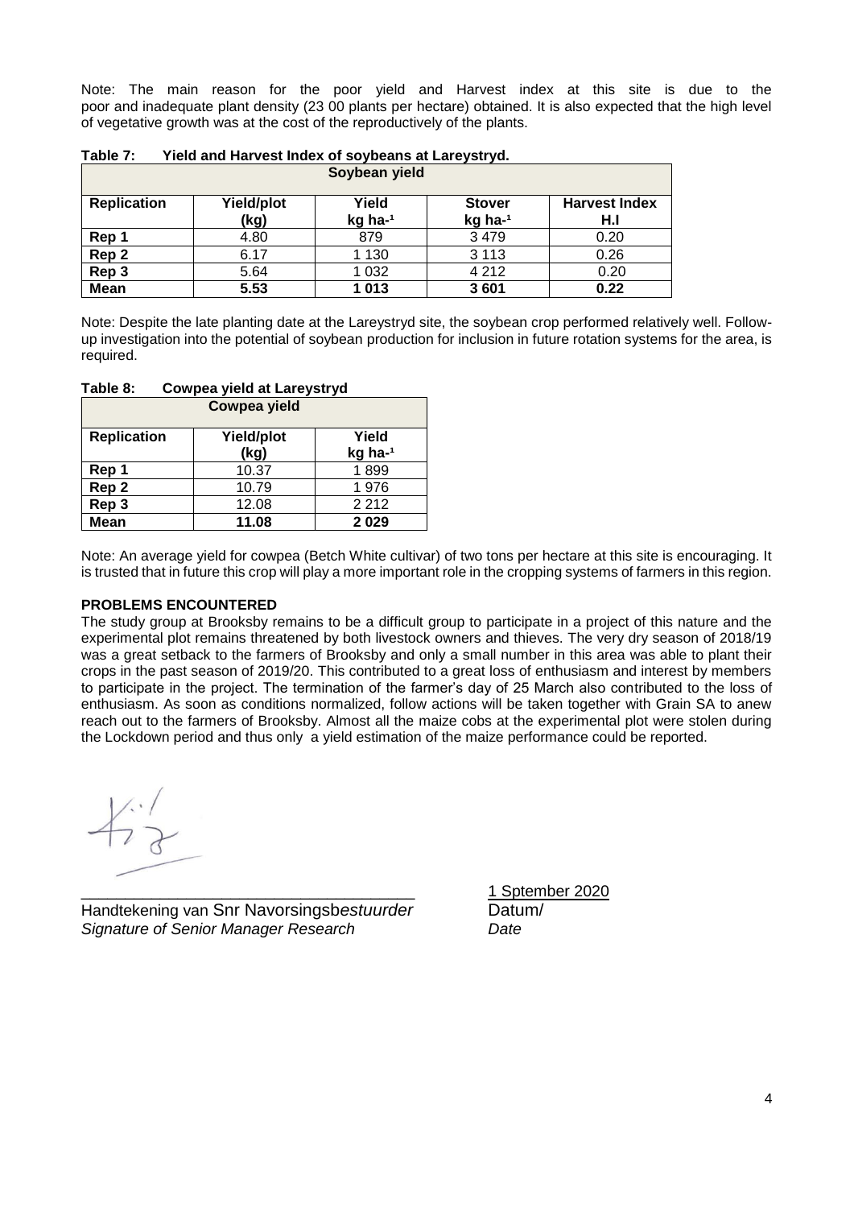Note: The main reason for the poor yield and Harvest index at this site is due to the poor and inadequate plant density (23 00 plants per hectare) obtained. It is also expected that the high level of vegetative growth was at the cost of the reproductively of the plants.

**Table 7: Yield and Harvest Index of soybeans at Lareystryd.**

| Soybean yield | | | | |
|---|---|---|---|---|
| **Replication** | **Yield/plot (kg)** | **Yield kg ha-¹** | **Stover kg ha-¹** | **Harvest Index H.I** |
| **Rep 1** | 4.80 | 879 | 3 479 | 0.20 |
| **Rep 2** | 6.17 | 1 130 | 3 113 | 0.26 |
| **Rep 3** | 5.64 | 1 032 | 4 212 | 0.20 |
| **Mean** | **5.53** | **1 013** | **3 601** | **0.22** |

Note: Despite the late planting date at the Lareystryd site, the soybean crop performed relatively well. Follow-up investigation into the potential of soybean production for inclusion in future rotation systems for the area, is required.

**Table 8: Cowpea yield at Lareystryd**

| Cowpea yield | | |
|---|---|---|
| **Replication** | **Yield/plot (kg)** | **Yield kg ha-¹** |
| **Rep 1** | 10.37 | 1 899 |
| **Rep 2** | 10.79 | 1 976 |
| **Rep 3** | 12.08 | 2 212 |
| **Mean** | **11.08** | **2 029** |

Note: An average yield for cowpea (Betch White cultivar) of two tons per hectare at this site is encouraging. It is trusted that in future this crop will play a more important role in the cropping systems of farmers in this region.

**PROBLEMS ENCOUNTERED**

The study group at Brooksby remains to be a difficult group to participate in a project of this nature and the experimental plot remains threatened by both livestock owners and thieves. The very dry season of 2018/19 was a great setback to the farmers of Brooksby and only a small number in this area was able to plant their crops in the past season of 2019/20. This contributed to a great loss of enthusiasm and interest by members to participate in the project. The termination of the farmer's day of 25 March also contributed to the loss of enthusiasm. As soon as conditions normalized, follow actions will be taken together with Grain SA to anew reach out to the farmers of Brooksby. Almost all the maize cobs at the experimental plot were stolen during the Lockdown period and thus only a yield estimation of the maize performance could be reported.

\_\_\_\_\_\_\_\_\_\_\_\_\_\_\_\_\_\_\_\_\_\_\_\_\_\_\_\_\_\_\_\_\_\_\_\_ 1 Sptember 2020

Handtekening van Snr Navorsingsb*estuurder* Datum/

*Signature of Senior Manager Research* *Date*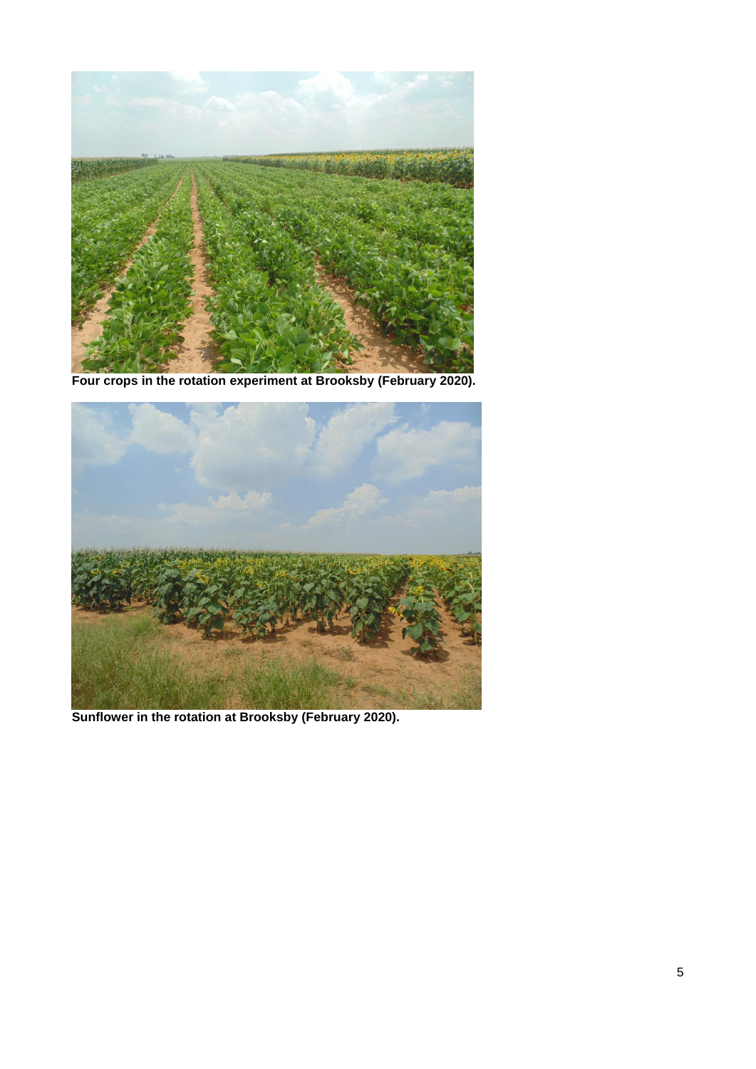**Four crops in the rotation experiment at Brooksby (February 2020).**

**Sunflower in the rotation at Brooksby (February 2020).**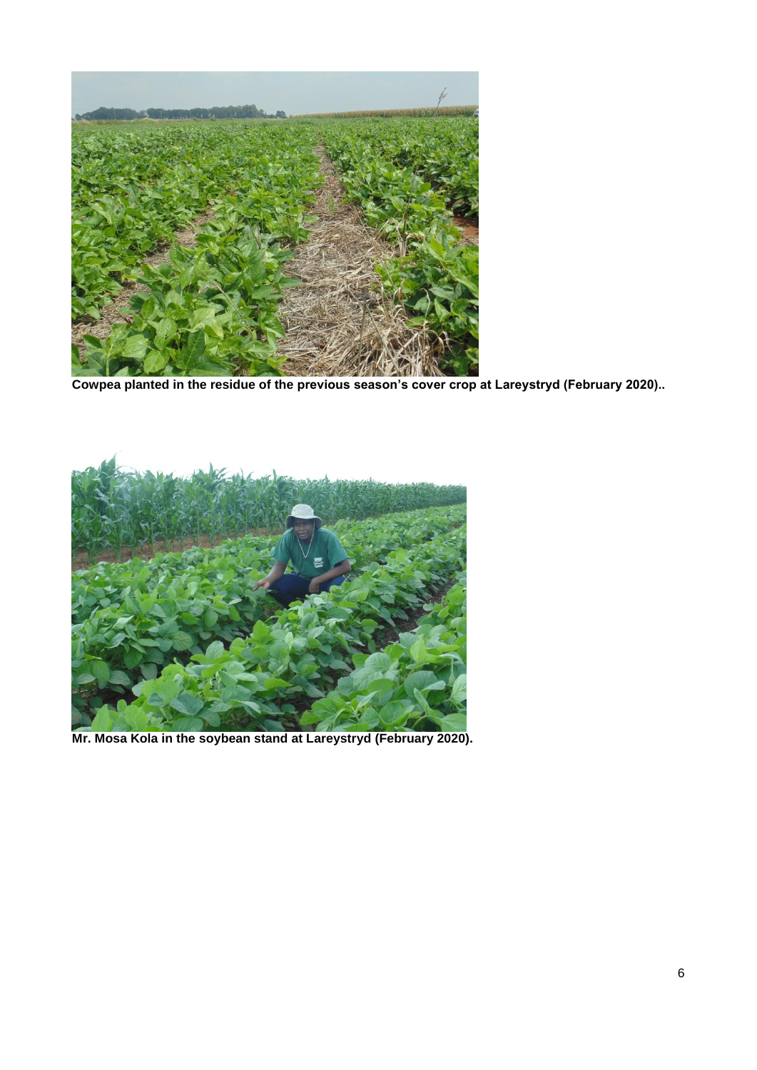**Cowpea planted in the residue of the previous season's cover crop at Lareystryd (February 2020)..**

**Mr. Mosa Kola in the soybean stand at Lareystryd (February 2020).**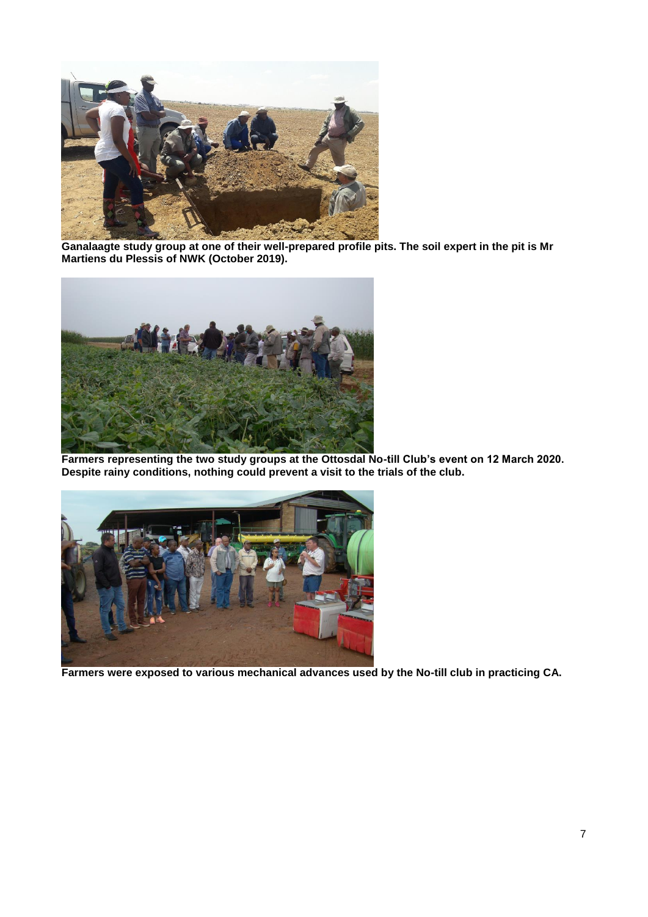**Ganalaagte study group at one of their well-prepared profile pits. The soil expert in the pit is Mr Martiens du Plessis of NWK (October 2019).**

**Farmers representing the two study groups at the Ottosdal No-till Club's event on 12 March 2020. Despite rainy conditions, nothing could prevent a visit to the trials of the club.**

**Farmers were exposed to various mechanical advances used by the No-till club in practicing CA.**